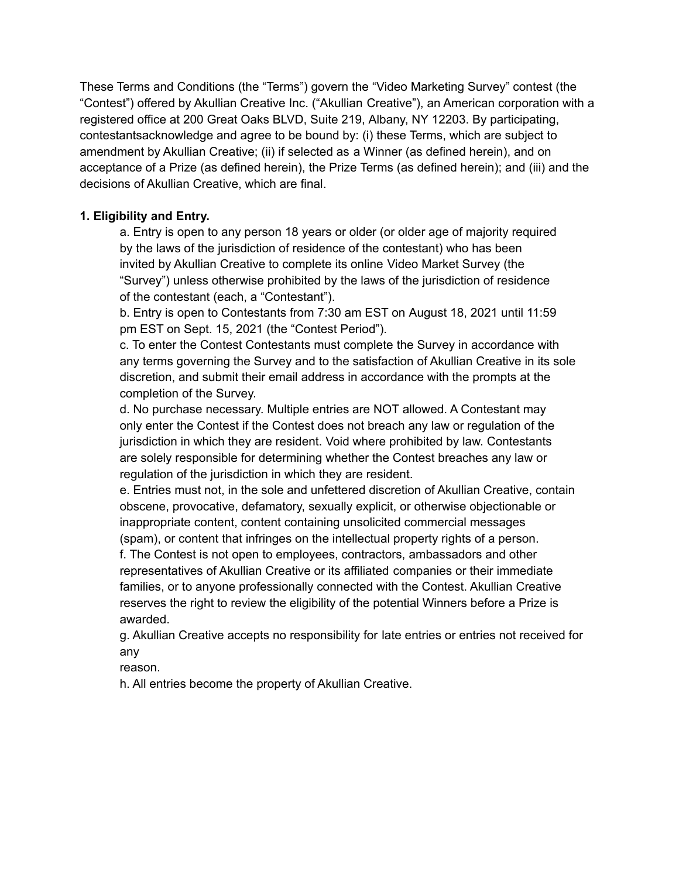These Terms and Conditions (the "Terms") govern the "Video Marketing Survey" contest (the "Contest") offered by Akullian Creative Inc. ("Akullian Creative"), an American corporation with a registered office at 200 Great Oaks BLVD, Suite 219, Albany, NY 12203. By participating, contestantsacknowledge and agree to be bound by: (i) these Terms, which are subject to amendment by Akullian Creative; (ii) if selected as a Winner (as defined herein), and on acceptance of a Prize (as defined herein), the Prize Terms (as defined herein); and (iii) and the decisions of Akullian Creative, which are final.

**1. Eligibility and Entry.**

a. Entry is open to any person 18 years or older (or older age of majority required by the laws of the jurisdiction of residence of the contestant) who has been invited by Akullian Creative to complete its online Video Market Survey (the "Survey") unless otherwise prohibited by the laws of the jurisdiction of residence of the contestant (each, a "Contestant").

b. Entry is open to Contestants from 7:30 am EST on August 18, 2021 until 11:59 pm EST on Sept. 15, 2021 (the "Contest Period").

c. To enter the Contest Contestants must complete the Survey in accordance with any terms governing the Survey and to the satisfaction of Akullian Creative in its sole discretion, and submit their email address in accordance with the prompts at the completion of the Survey.

d. No purchase necessary. Multiple entries are NOT allowed. A Contestant may only enter the Contest if the Contest does not breach any law or regulation of the jurisdiction in which they are resident. Void where prohibited by law. Contestants are solely responsible for determining whether the Contest breaches any law or regulation of the jurisdiction in which they are resident.

e. Entries must not, in the sole and unfettered discretion of Akullian Creative, contain obscene, provocative, defamatory, sexually explicit, or otherwise objectionable or inappropriate content, content containing unsolicited commercial messages (spam), or content that infringes on the intellectual property rights of a person.

f. The Contest is not open to employees, contractors, ambassadors and other representatives of Akullian Creative or its affiliated companies or their immediate families, or to anyone professionally connected with the Contest. Akullian Creative reserves the right to review the eligibility of the potential Winners before a Prize is awarded.

g. Akullian Creative accepts no responsibility for late entries or entries not received for any reason.

h. All entries become the property of Akullian Creative.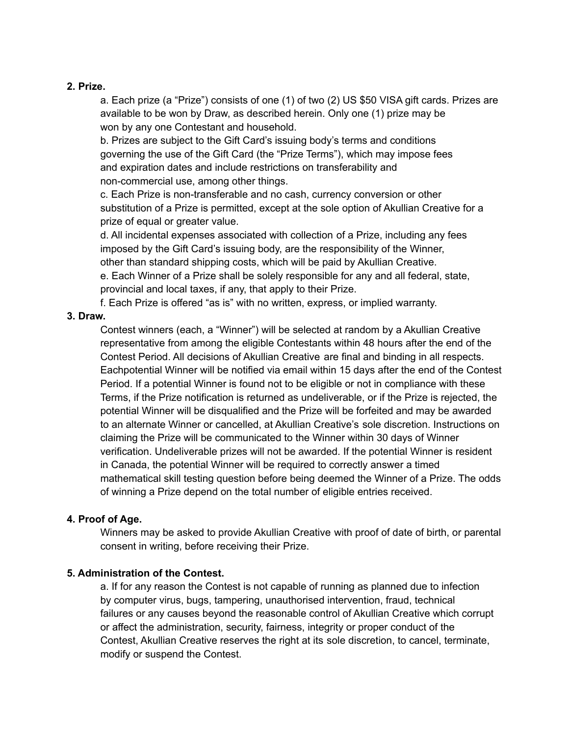**2. Prize.**

a. Each prize (a "Prize") consists of one (1) of two (2) US $50 VISA gift cards. Prizes are available to be won by Draw, as described herein. Only one (1) prize may be won by any one Contestant and household.

b. Prizes are subject to the Gift Card's issuing body's terms and conditions governing the use of the Gift Card (the "Prize Terms"), which may impose fees and expiration dates and include restrictions on transferability and non-commercial use, among other things.

c. Each Prize is non-transferable and no cash, currency conversion or other substitution of a Prize is permitted, except at the sole option of Akullian Creative for a prize of equal or greater value.

d. All incidental expenses associated with collection of a Prize, including any fees imposed by the Gift Card's issuing body, are the responsibility of the Winner, other than standard shipping costs, which will be paid by Akullian Creative.

e. Each Winner of a Prize shall be solely responsible for any and all federal, state, provincial and local taxes, if any, that apply to their Prize.

f. Each Prize is offered "as is" with no written, express, or implied warranty.

**3. Draw.**

Contest winners (each, a "Winner") will be selected at random by a Akullian Creative representative from among the eligible Contestants within 48 hours after the end of the Contest Period. All decisions of Akullian Creative are final and binding in all respects. Eachpotential Winner will be notified via email within 15 days after the end of the Contest Period. If a potential Winner is found not to be eligible or not in compliance with these Terms, if the Prize notification is returned as undeliverable, or if the Prize is rejected, the potential Winner will be disqualified and the Prize will be forfeited and may be awarded to an alternate Winner or cancelled, at Akullian Creative's sole discretion. Instructions on claiming the Prize will be communicated to the Winner within 30 days of Winner verification. Undeliverable prizes will not be awarded. If the potential Winner is resident in Canada, the potential Winner will be required to correctly answer a timed mathematical skill testing question before being deemed the Winner of a Prize. The odds of winning a Prize depend on the total number of eligible entries received.

**4. Proof of Age.**

Winners may be asked to provide Akullian Creative with proof of date of birth, or parental consent in writing, before receiving their Prize.

**5. Administration of the Contest.**

a. If for any reason the Contest is not capable of running as planned due to infection by computer virus, bugs, tampering, unauthorised intervention, fraud, technical failures or any causes beyond the reasonable control of Akullian Creative which corrupt or affect the administration, security, fairness, integrity or proper conduct of the Contest, Akullian Creative reserves the right at its sole discretion, to cancel, terminate, modify or suspend the Contest.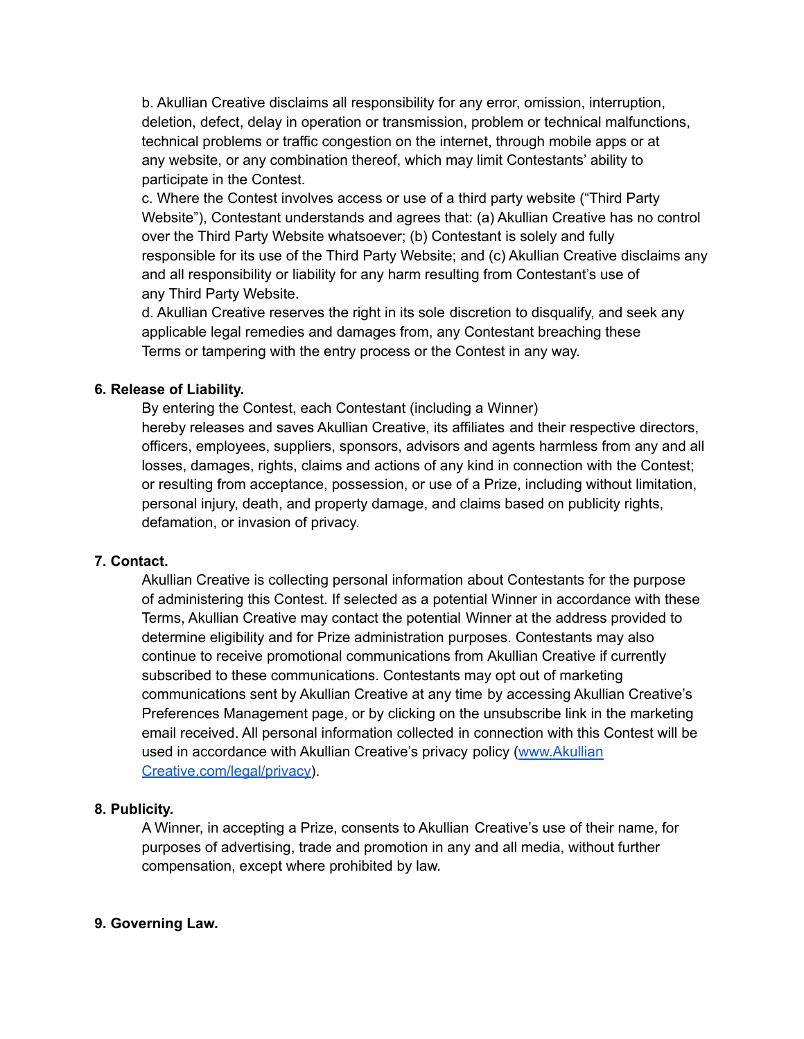b. Akullian Creative disclaims all responsibility for any error, omission, interruption, deletion, defect, delay in operation or transmission, problem or technical malfunctions, technical problems or traffic congestion on the internet, through mobile apps or at any website, or any combination thereof, which may limit Contestants' ability to participate in the Contest.

c. Where the Contest involves access or use of a third party website ("Third Party Website"), Contestant understands and agrees that: (a) Akullian Creative has no control over the Third Party Website whatsoever; (b) Contestant is solely and fully responsible for its use of the Third Party Website; and (c) Akullian Creative disclaims any and all responsibility or liability for any harm resulting from Contestant's use of any Third Party Website.

d. Akullian Creative reserves the right in its sole discretion to disqualify, and seek any applicable legal remedies and damages from, any Contestant breaching these Terms or tampering with the entry process or the Contest in any way.

**6. Release of Liability.**

By entering the Contest, each Contestant (including a Winner) hereby releases and saves Akullian Creative, its affiliates and their respective directors, officers, employees, suppliers, sponsors, advisors and agents harmless from any and all losses, damages, rights, claims and actions of any kind in connection with the Contest; or resulting from acceptance, possession, or use of a Prize, including without limitation, personal injury, death, and property damage, and claims based on publicity rights, defamation, or invasion of privacy.

**7. Contact.**

Akullian Creative is collecting personal information about Contestants for the purpose of administering this Contest. If selected as a potential Winner in accordance with these Terms, Akullian Creative may contact the potential Winner at the address provided to determine eligibility and for Prize administration purposes. Contestants may also continue to receive promotional communications from Akullian Creative if currently subscribed to these communications. Contestants may opt out of marketing communications sent by Akullian Creative at any time by accessing Akullian Creative's Preferences Management page, or by clicking on the unsubscribe link in the marketing email received. All personal information collected in connection with this Contest will be used in accordance with Akullian Creative's privacy policy ([www.Akullian Creative.com/legal/privacy](www.Akullian Creative.com/legal/privacy)).

**8. Publicity.**

A Winner, in accepting a Prize, consents to Akullian Creative's use of their name, for purposes of advertising, trade and promotion in any and all media, without further compensation, except where prohibited by law.

**9. Governing Law.**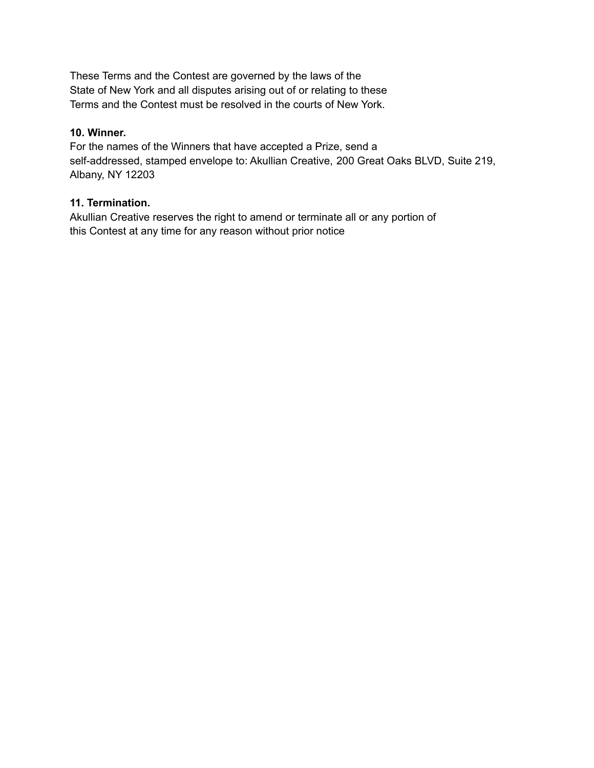These Terms and the Contest are governed by the laws of the State of New York and all disputes arising out of or relating to these Terms and the Contest must be resolved in the courts of New York.

**10. Winner.**

For the names of the Winners that have accepted a Prize, send a self-addressed, stamped envelope to: Akullian Creative, 200 Great Oaks BLVD, Suite 219, Albany, NY 12203

**11. Termination.**

Akullian Creative reserves the right to amend or terminate all or any portion of this Contest at any time for any reason without prior notice